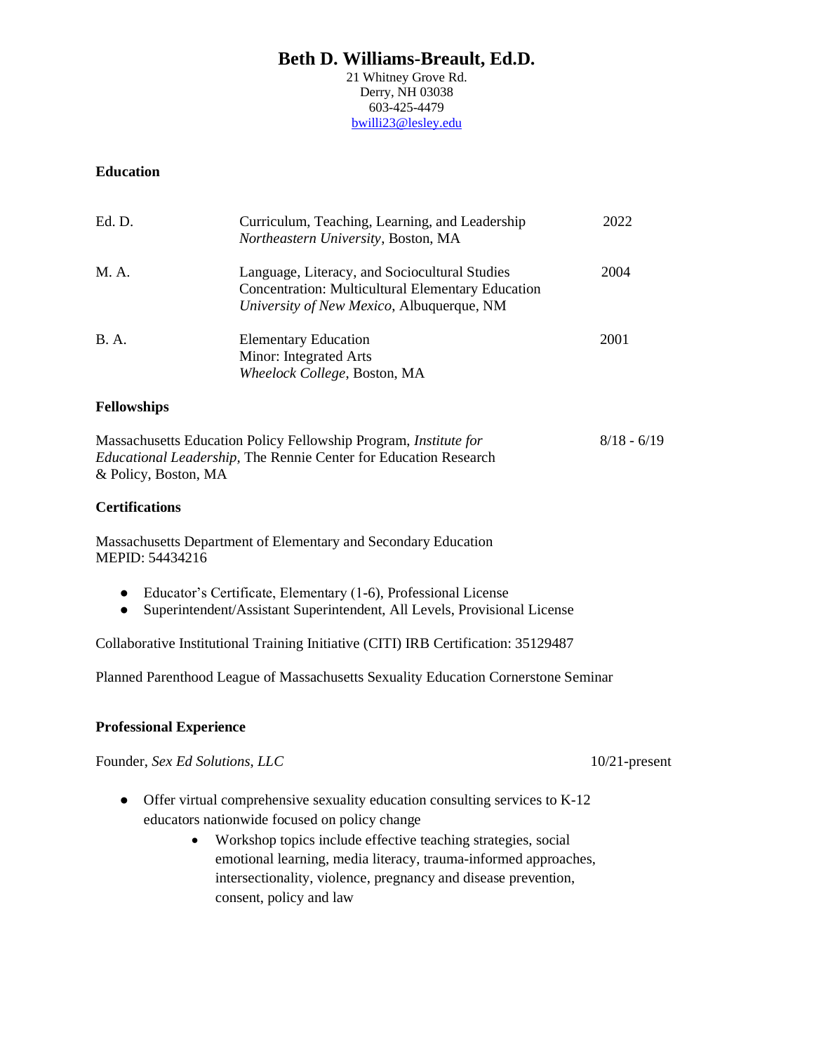# Beth D. Williams-Breault, Ed.D.

21 Whitney Grove Rd.
Derry, NH 03038
603-425-4479
bwilli23@lesley.edu

## Education

| | | |
|---|---|---|
| Ed. D. | Curriculum, Teaching, Learning, and Leadership<br>*Northeastern University*, Boston, MA | 2022 |
| M. A. | Language, Literacy, and Sociocultural Studies<br>Concentration: Multicultural Elementary Education<br>*University of New Mexico*, Albuquerque, NM | 2004 |
| B. A. | Elementary Education<br>Minor: Integrated Arts<br>*Wheelock College*, Boston, MA | 2001 |

## Fellowships

Massachusetts Education Policy Fellowship Program, *Institute for Educational Leadership*, The Rennie Center for Education Research & Policy, Boston, MA — 8/18 - 6/19

## Certifications

Massachusetts Department of Elementary and Secondary Education
MEPID: 54434216

- Educator's Certificate, Elementary (1-6), Professional License
- Superintendent/Assistant Superintendent, All Levels, Provisional License

Collaborative Institutional Training Initiative (CITI) IRB Certification: 35129487

Planned Parenthood League of Massachusetts Sexuality Education Cornerstone Seminar

## Professional Experience

Founder, *Sex Ed Solutions, LLC* — 10/21-present

- Offer virtual comprehensive sexuality education consulting services to K-12 educators nationwide focused on policy change
    - Workshop topics include effective teaching strategies, social emotional learning, media literacy, trauma-informed approaches, intersectionality, violence, pregnancy and disease prevention, consent, policy and law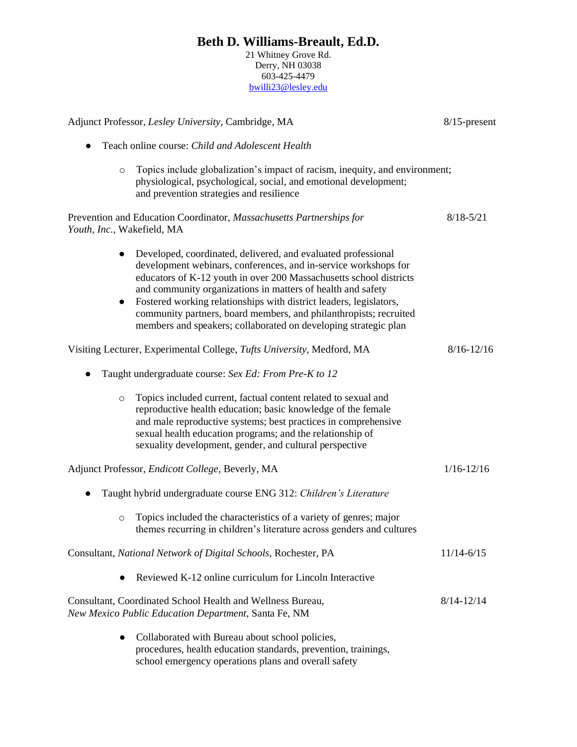# Beth D. Williams-Breault, Ed.D.

21 Whitney Grove Rd.
Derry, NH 03038
603-425-4479
bwilli23@lesley.edu

Adjunct Professor, *Lesley University*, Cambridge, MA — 8/15-present

- Teach online course: *Child and Adolescent Health*
  - Topics include globalization's impact of racism, inequity, and environment; physiological, psychological, social, and emotional development; and prevention strategies and resilience

Prevention and Education Coordinator, *Massachusetts Partnerships for Youth, Inc.,* Wakefield, MA — 8/18-5/21

- Developed, coordinated, delivered, and evaluated professional development webinars, conferences, and in-service workshops for educators of K-12 youth in over 200 Massachusetts school districts and community organizations in matters of health and safety
- Fostered working relationships with district leaders, legislators, community partners, board members, and philanthropists; recruited members and speakers; collaborated on developing strategic plan

Visiting Lecturer, Experimental College, *Tufts University*, Medford, MA — 8/16-12/16

- Taught undergraduate course: *Sex Ed: From Pre-K to 12*
  - Topics included current, factual content related to sexual and reproductive health education; basic knowledge of the female and male reproductive systems; best practices in comprehensive sexual health education programs; and the relationship of sexuality development, gender, and cultural perspective

Adjunct Professor, *Endicott College*, Beverly, MA — 1/16-12/16

- Taught hybrid undergraduate course ENG 312: *Children's Literature*
  - Topics included the characteristics of a variety of genres; major themes recurring in children's literature across genders and cultures

Consultant, *National Network of Digital Schools*, Rochester, PA — 11/14-6/15

- Reviewed K-12 online curriculum for Lincoln Interactive

Consultant, Coordinated School Health and Wellness Bureau, *New Mexico Public Education Department*, Santa Fe, NM — 8/14-12/14

- Collaborated with Bureau about school policies, procedures, health education standards, prevention, trainings, school emergency operations plans and overall safety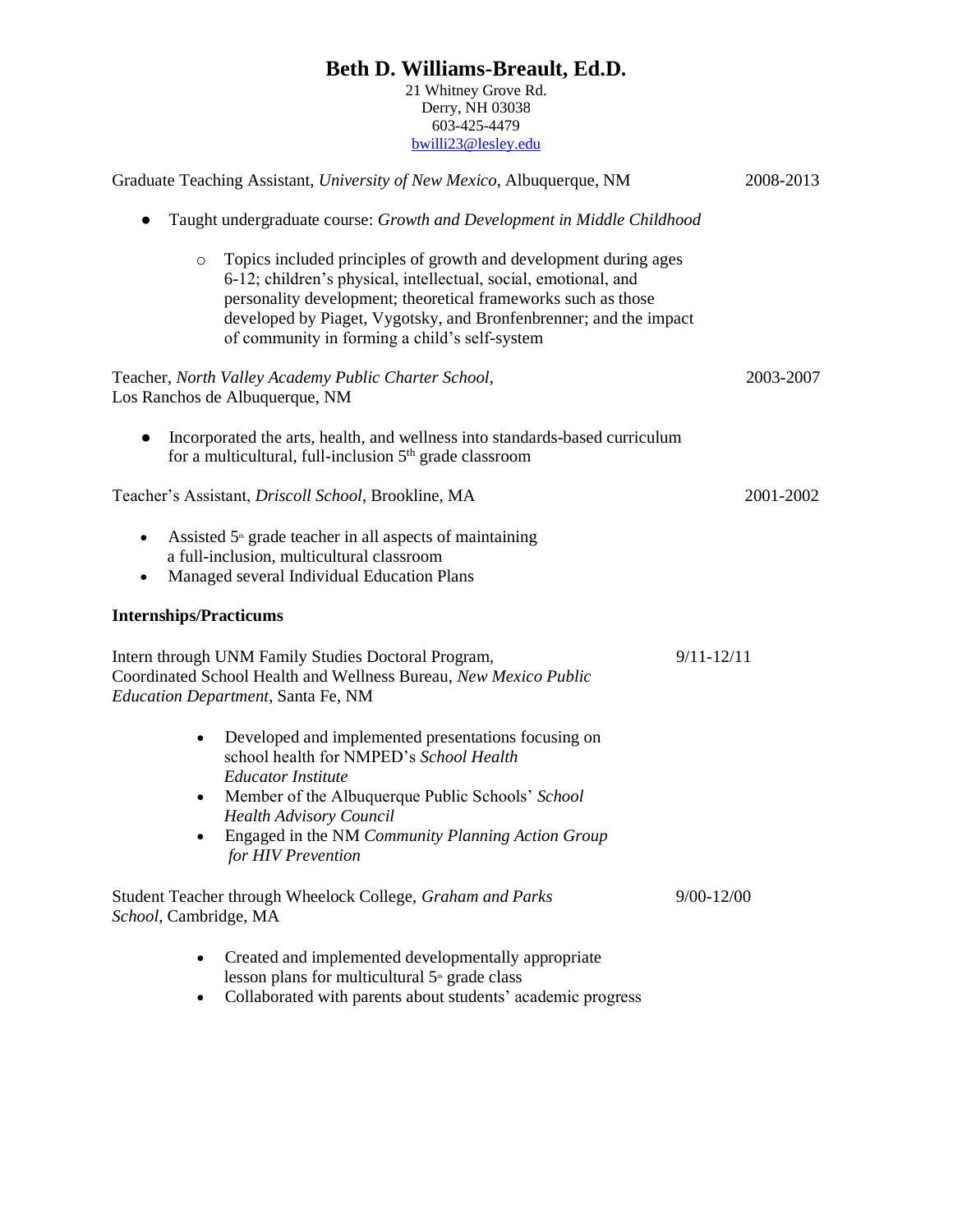# Beth D. Williams-Breault, Ed.D.

21 Whitney Grove Rd.
Derry, NH 03038
603-425-4479
bwilli23@lesley.edu

Graduate Teaching Assistant, *University of New Mexico*, Albuquerque, NM — 2008-2013

- Taught undergraduate course: *Growth and Development in Middle Childhood*
  - Topics included principles of growth and development during ages 6-12; children's physical, intellectual, social, emotional, and personality development; theoretical frameworks such as those developed by Piaget, Vygotsky, and Bronfenbrenner; and the impact of community in forming a child's self-system

Teacher, *North Valley Academy Public Charter School*, Los Ranchos de Albuquerque, NM — 2003-2007

- Incorporated the arts, health, and wellness into standards-based curriculum for a multicultural, full-inclusion 5th grade classroom

Teacher's Assistant, *Driscoll School*, Brookline, MA — 2001-2002

- Assisted 5th grade teacher in all aspects of maintaining a full-inclusion, multicultural classroom
- Managed several Individual Education Plans

**Internships/Practicums**

Intern through UNM Family Studies Doctoral Program, Coordinated School Health and Wellness Bureau, *New Mexico Public Education Department*, Santa Fe, NM — 9/11-12/11

- Developed and implemented presentations focusing on school health for NMPED's *School Health Educator Institute*
- Member of the Albuquerque Public Schools' *School Health Advisory Council*
- Engaged in the NM *Community Planning Action Group for HIV Prevention*

Student Teacher through Wheelock College, *Graham and Parks School*, Cambridge, MA — 9/00-12/00

- Created and implemented developmentally appropriate lesson plans for multicultural 5th grade class
- Collaborated with parents about students' academic progress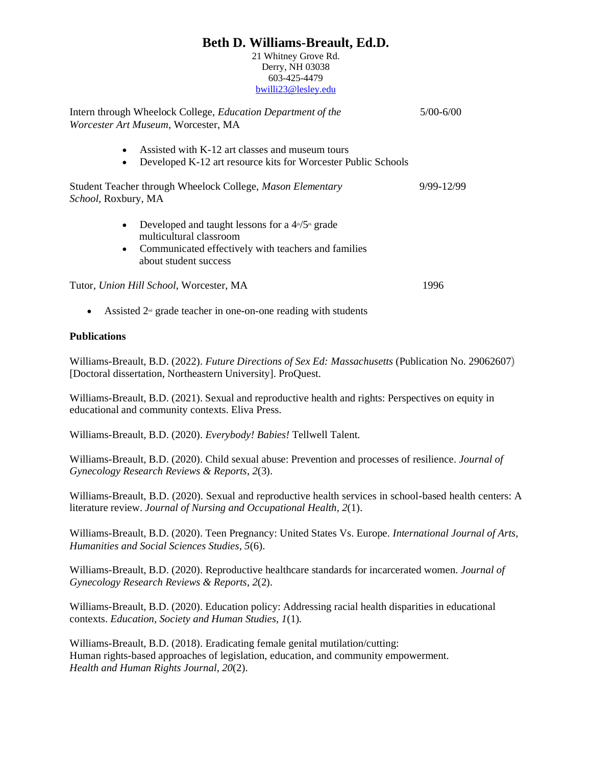# Beth D. Williams-Breault, Ed.D.

21 Whitney Grove Rd.
Derry, NH 03038
603-425-4479
bwilli23@lesley.edu

Intern through Wheelock College, *Education Department of the Worcester Art Museum*, Worcester, MA — 5/00-6/00

- Assisted with K-12 art classes and museum tours
- Developed K-12 art resource kits for Worcester Public Schools

Student Teacher through Wheelock College, *Mason Elementary School*, Roxbury, MA — 9/99-12/99

- Developed and taught lessons for a 4th/5th grade multicultural classroom
- Communicated effectively with teachers and families about student success

Tutor, *Union Hill School*, Worcester, MA — 1996

- Assisted 2nd grade teacher in one-on-one reading with students

**Publications**

Williams-Breault, B.D. (2022). *Future Directions of Sex Ed: Massachusetts* (Publication No. 29062607) [Doctoral dissertation, Northeastern University]. ProQuest.

Williams-Breault, B.D. (2021). Sexual and reproductive health and rights: Perspectives on equity in educational and community contexts. Eliva Press.

Williams-Breault, B.D. (2020). *Everybody! Babies!* Tellwell Talent.

Williams-Breault, B.D. (2020). Child sexual abuse: Prevention and processes of resilience. *Journal of Gynecology Research Reviews & Reports*, *2*(3).

Williams-Breault, B.D. (2020). Sexual and reproductive health services in school-based health centers: A literature review. *Journal of Nursing and Occupational Health*, *2*(1).

Williams-Breault, B.D. (2020). Teen Pregnancy: United States Vs. Europe. *International Journal of Arts, Humanities and Social Sciences Studies*, *5*(6).

Williams-Breault, B.D. (2020). Reproductive healthcare standards for incarcerated women. *Journal of Gynecology Research Reviews & Reports*, *2*(2).

Williams-Breault, B.D. (2020). Education policy: Addressing racial health disparities in educational contexts. *Education, Society and Human Studies*, *1*(1).

Williams-Breault, B.D. (2018). Eradicating female genital mutilation/cutting: Human rights-based approaches of legislation, education, and community empowerment. *Health and Human Rights Journal*, *20*(2).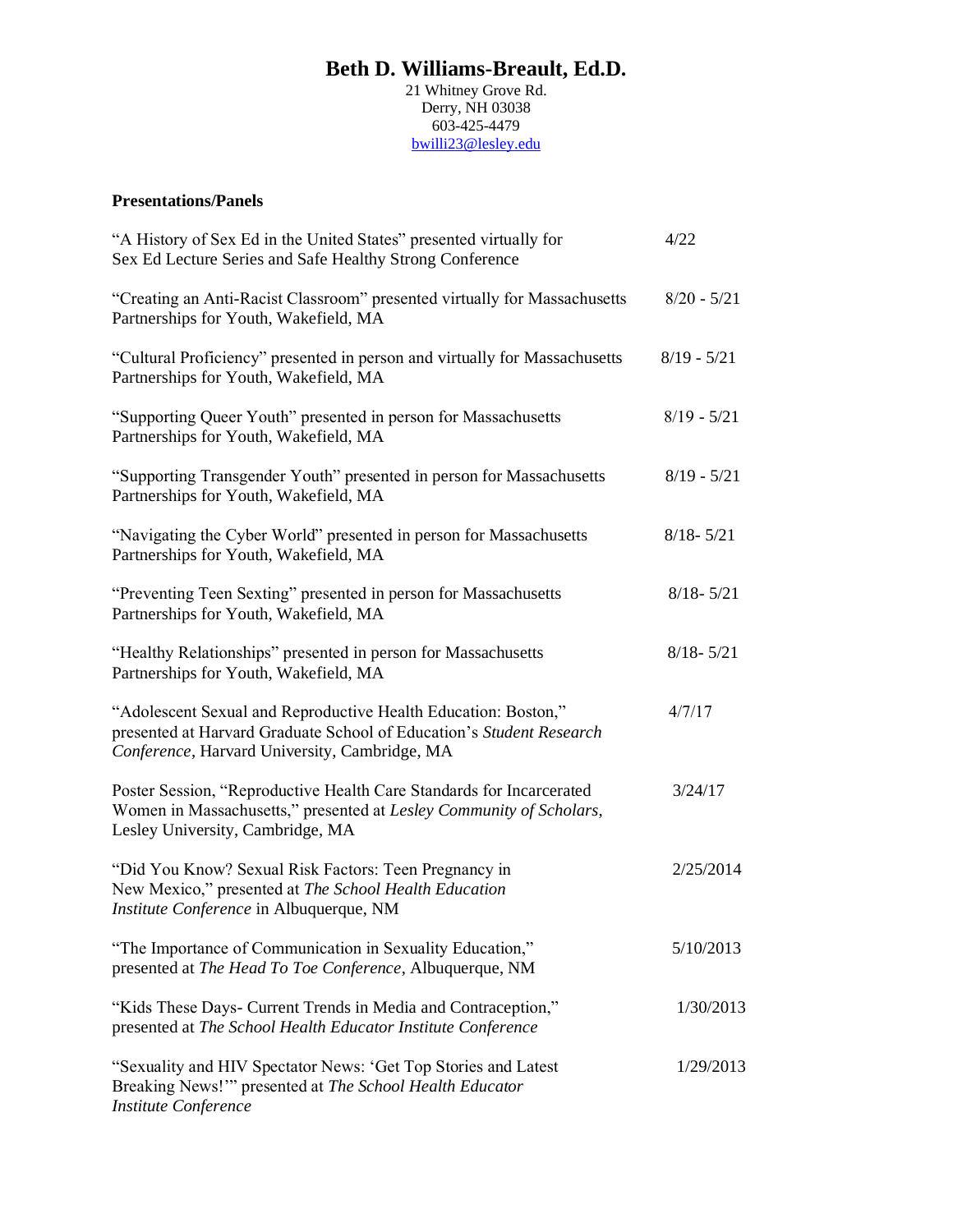# Beth D. Williams-Breault, Ed.D.

21 Whitney Grove Rd.
Derry, NH 03038
603-425-4479
bwilli23@lesley.edu

**Presentations/Panels**

| | |
|---|---|
| "A History of Sex Ed in the United States" presented virtually for Sex Ed Lecture Series and Safe Healthy Strong Conference | 4/22 |
| "Creating an Anti-Racist Classroom" presented virtually for Massachusetts Partnerships for Youth, Wakefield, MA | 8/20 - 5/21 |
| "Cultural Proficiency" presented in person and virtually for Massachusetts Partnerships for Youth, Wakefield, MA | 8/19 - 5/21 |
| "Supporting Queer Youth" presented in person for Massachusetts Partnerships for Youth, Wakefield, MA | 8/19 - 5/21 |
| "Supporting Transgender Youth" presented in person for Massachusetts Partnerships for Youth, Wakefield, MA | 8/19 - 5/21 |
| "Navigating the Cyber World" presented in person for Massachusetts Partnerships for Youth, Wakefield, MA | 8/18- 5/21 |
| "Preventing Teen Sexting" presented in person for Massachusetts Partnerships for Youth, Wakefield, MA | 8/18- 5/21 |
| "Healthy Relationships" presented in person for Massachusetts Partnerships for Youth, Wakefield, MA | 8/18- 5/21 |
| "Adolescent Sexual and Reproductive Health Education: Boston," presented at Harvard Graduate School of Education's *Student Research Conference*, Harvard University, Cambridge, MA | 4/7/17 |
| Poster Session, "Reproductive Health Care Standards for Incarcerated Women in Massachusetts," presented at *Lesley Community of Scholars*, Lesley University, Cambridge, MA | 3/24/17 |
| "Did You Know? Sexual Risk Factors: Teen Pregnancy in New Mexico," presented at *The School Health Education Institute Conference* in Albuquerque, NM | 2/25/2014 |
| "The Importance of Communication in Sexuality Education," presented at *The Head To Toe Conference*, Albuquerque, NM | 5/10/2013 |
| "Kids These Days- Current Trends in Media and Contraception," presented at *The School Health Educator Institute Conference* | 1/30/2013 |
| "Sexuality and HIV Spectator News: 'Get Top Stories and Latest Breaking News!'" presented at *The School Health Educator Institute Conference* | 1/29/2013 |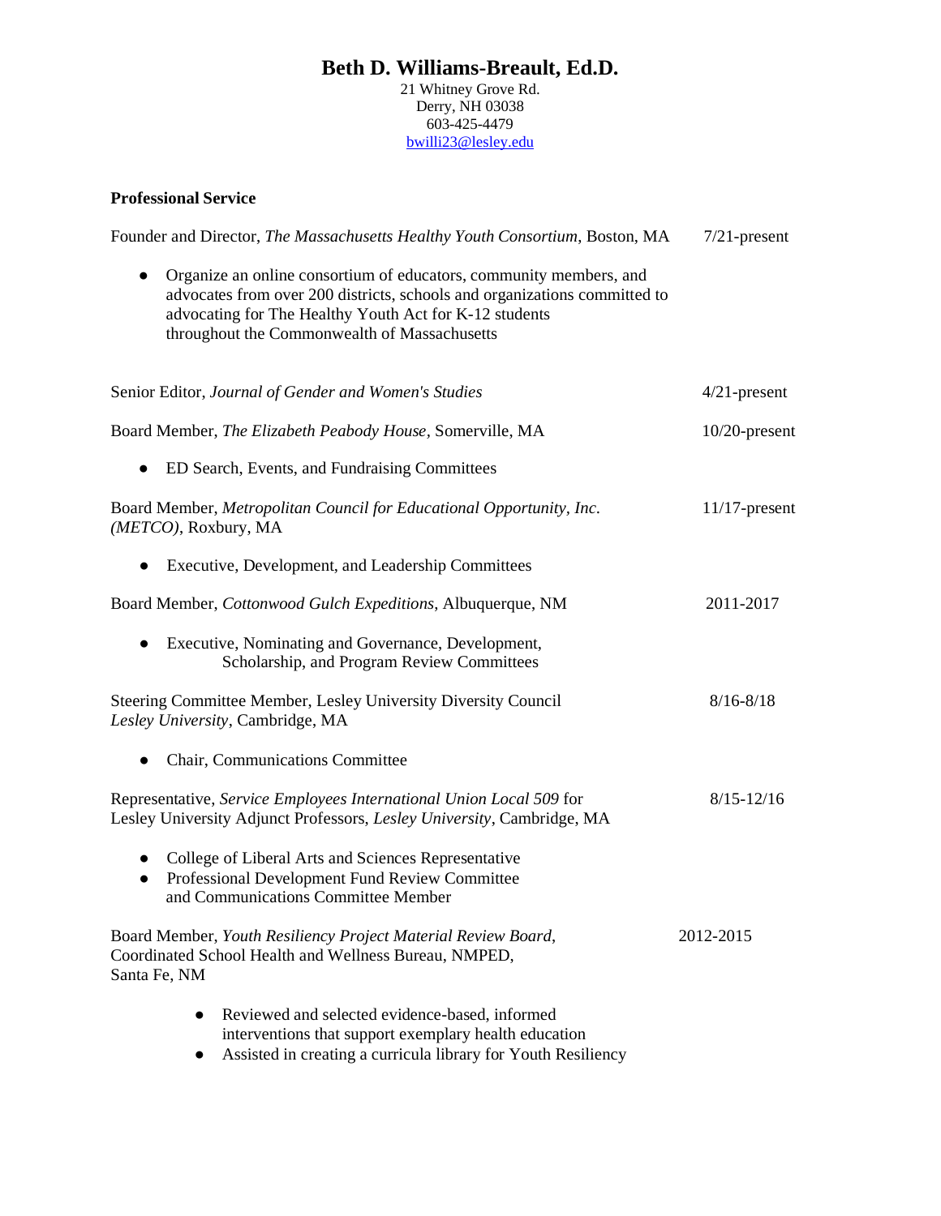# Beth D. Williams-Breault, Ed.D.

21 Whitney Grove Rd.
Derry, NH 03038
603-425-4479
bwilli23@lesley.edu

**Professional Service**

Founder and Director, *The Massachusetts Healthy Youth Consortium*, Boston, MA — 7/21-present

- Organize an online consortium of educators, community members, and advocates from over 200 districts, schools and organizations committed to advocating for The Healthy Youth Act for K-12 students throughout the Commonwealth of Massachusetts

Senior Editor, *Journal of Gender and Women's Studies* — 4/21-present

Board Member, *The Elizabeth Peabody House*, Somerville, MA — 10/20-present

- ED Search, Events, and Fundraising Committees

Board Member, *Metropolitan Council for Educational Opportunity, Inc. (METCO)*, Roxbury, MA — 11/17-present

- Executive, Development, and Leadership Committees

Board Member, *Cottonwood Gulch Expeditions*, Albuquerque, NM — 2011-2017

- Executive, Nominating and Governance, Development, Scholarship, and Program Review Committees

Steering Committee Member, Lesley University Diversity Council *Lesley University*, Cambridge, MA — 8/16-8/18

- Chair, Communications Committee

Representative, *Service Employees International Union Local 509* for Lesley University Adjunct Professors, *Lesley University*, Cambridge, MA — 8/15-12/16

- College of Liberal Arts and Sciences Representative
- Professional Development Fund Review Committee and Communications Committee Member

Board Member, *Youth Resiliency Project Material Review Board*, Coordinated School Health and Wellness Bureau, NMPED, Santa Fe, NM — 2012-2015

- Reviewed and selected evidence-based, informed interventions that support exemplary health education
- Assisted in creating a curricula library for Youth Resiliency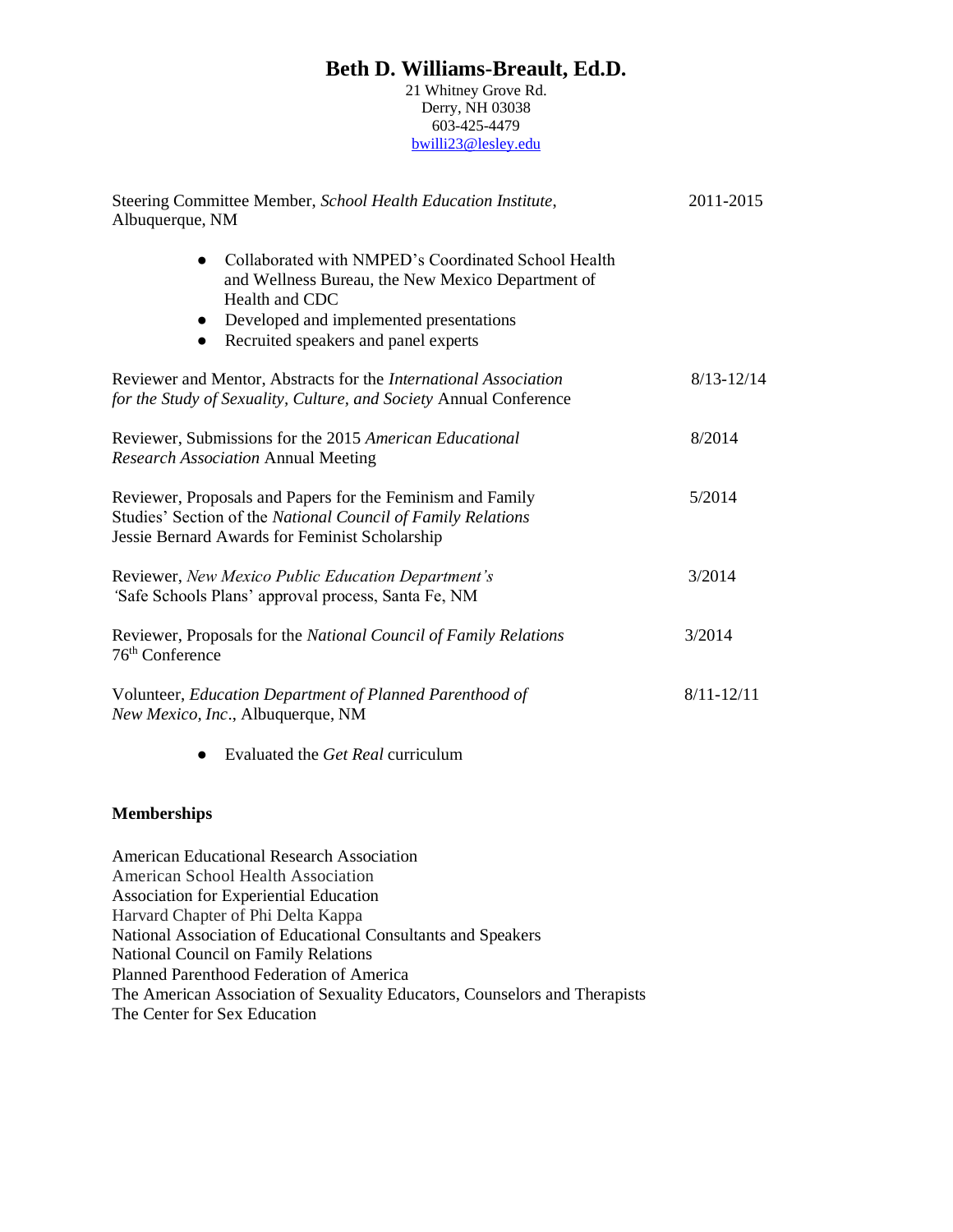# Beth D. Williams-Breault, Ed.D.

21 Whitney Grove Rd.
Derry, NH 03038
603-425-4479
bwilli23@lesley.edu

Steering Committee Member, *School Health Education Institute*, Albuquerque, NM — 2011-2015

- Collaborated with NMPED's Coordinated School Health and Wellness Bureau, the New Mexico Department of Health and CDC
- Developed and implemented presentations
- Recruited speakers and panel experts

Reviewer and Mentor, Abstracts for the *International Association for the Study of Sexuality, Culture, and Society* Annual Conference — 8/13-12/14

Reviewer, Submissions for the 2015 *American Educational Research Association* Annual Meeting — 8/2014

Reviewer, Proposals and Papers for the Feminism and Family Studies' Section of the *National Council of Family Relations* Jessie Bernard Awards for Feminist Scholarship — 5/2014

Reviewer, *New Mexico Public Education Department's* 'Safe Schools Plans' approval process, Santa Fe, NM — 3/2014

Reviewer, Proposals for the *National Council of Family Relations* 76th Conference — 3/2014

Volunteer, *Education Department of Planned Parenthood of New Mexico, Inc*., Albuquerque, NM — 8/11-12/11

- Evaluated the *Get Real* curriculum

**Memberships**

American Educational Research Association
American School Health Association
Association for Experiential Education
Harvard Chapter of Phi Delta Kappa
National Association of Educational Consultants and Speakers
National Council on Family Relations
Planned Parenthood Federation of America
The American Association of Sexuality Educators, Counselors and Therapists
The Center for Sex Education